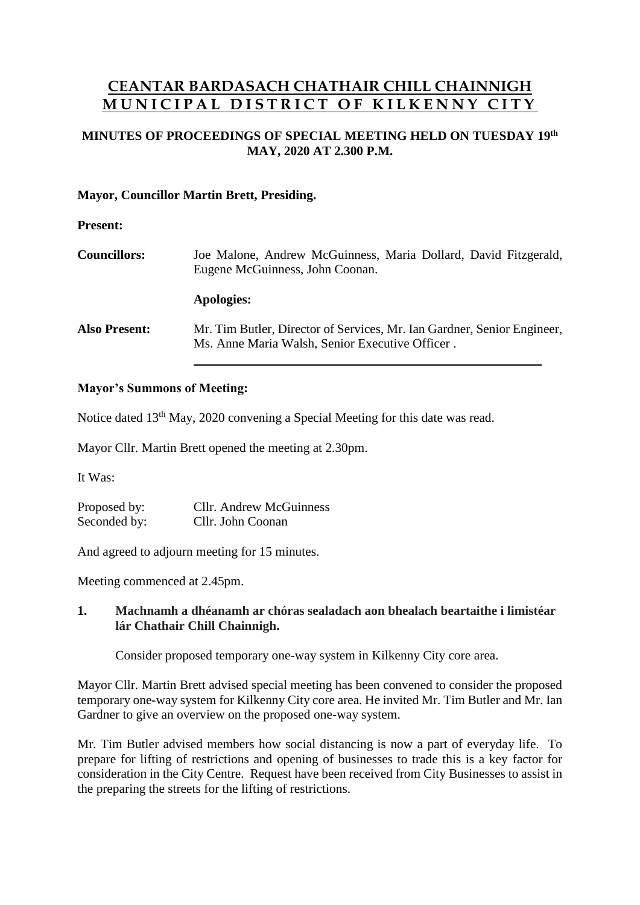# CEANTAR BARDASACH CHATHAIR CHILL CHAINNIGH
# MUNICIPAL DISTRICT OF KILKENNY CITY

**MINUTES OF PROCEEDINGS OF SPECIAL MEETING HELD ON TUESDAY 19th MAY, 2020 AT 2.300 P.M.**

**Mayor, Councillor Martin Brett, Presiding.**

**Present:**

**Councillors:** Joe Malone, Andrew McGuinness, Maria Dollard, David Fitzgerald, Eugene McGuinness, John Coonan.

**Apologies:**

**Also Present:** Mr. Tim Butler, Director of Services, Mr. Ian Gardner, Senior Engineer, Ms. Anne Maria Walsh, Senior Executive Officer .

---

**Mayor's Summons of Meeting:**

Notice dated 13th May, 2020 convening a Special Meeting for this date was read.

Mayor Cllr. Martin Brett opened the meeting at 2.30pm.

It Was:

Proposed by: Cllr. Andrew McGuinness
Seconded by: Cllr. John Coonan

And agreed to adjourn meeting for 15 minutes.

Meeting commenced at 2.45pm.

**1. Machnamh a dhéanamh ar chóras sealadach aon bhealach beartaithe i limistéar lár Chathair Chill Chainnigh.**

Consider proposed temporary one-way system in Kilkenny City core area.

Mayor Cllr. Martin Brett advised special meeting has been convened to consider the proposed temporary one-way system for Kilkenny City core area. He invited Mr. Tim Butler and Mr. Ian Gardner to give an overview on the proposed one-way system.

Mr. Tim Butler advised members how social distancing is now a part of everyday life. To prepare for lifting of restrictions and opening of businesses to trade this is a key factor for consideration in the City Centre. Request have been received from City Businesses to assist in the preparing the streets for the lifting of restrictions.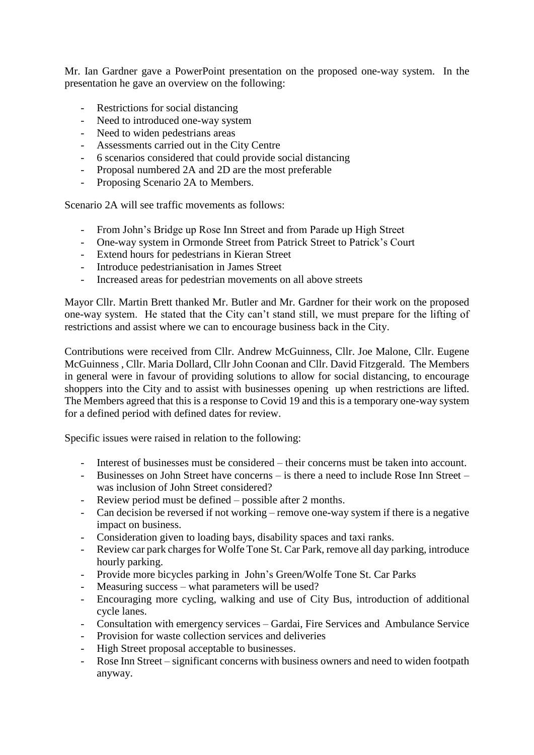Mr. Ian Gardner gave a PowerPoint presentation on the proposed one-way system. In the presentation he gave an overview on the following:

- Restrictions for social distancing
- Need to introduced one-way system
- Need to widen pedestrians areas
- Assessments carried out in the City Centre
- 6 scenarios considered that could provide social distancing
- Proposal numbered 2A and 2D are the most preferable
- Proposing Scenario 2A to Members.

Scenario 2A will see traffic movements as follows:

- From John's Bridge up Rose Inn Street and from Parade up High Street
- One-way system in Ormonde Street from Patrick Street to Patrick's Court
- Extend hours for pedestrians in Kieran Street
- Introduce pedestrianisation in James Street
- Increased areas for pedestrian movements on all above streets

Mayor Cllr. Martin Brett thanked Mr. Butler and Mr. Gardner for their work on the proposed one-way system. He stated that the City can't stand still, we must prepare for the lifting of restrictions and assist where we can to encourage business back in the City.

Contributions were received from Cllr. Andrew McGuinness, Cllr. Joe Malone, Cllr. Eugene McGuinness , Cllr. Maria Dollard, Cllr John Coonan and Cllr. David Fitzgerald. The Members in general were in favour of providing solutions to allow for social distancing, to encourage shoppers into the City and to assist with businesses opening up when restrictions are lifted. The Members agreed that this is a response to Covid 19 and this is a temporary one-way system for a defined period with defined dates for review.

Specific issues were raised in relation to the following:

- Interest of businesses must be considered – their concerns must be taken into account.
- Businesses on John Street have concerns – is there a need to include Rose Inn Street – was inclusion of John Street considered?
- Review period must be defined – possible after 2 months.
- Can decision be reversed if not working – remove one-way system if there is a negative impact on business.
- Consideration given to loading bays, disability spaces and taxi ranks.
- Review car park charges for Wolfe Tone St. Car Park, remove all day parking, introduce hourly parking.
- Provide more bicycles parking in John's Green/Wolfe Tone St. Car Parks
- Measuring success – what parameters will be used?
- Encouraging more cycling, walking and use of City Bus, introduction of additional cycle lanes.
- Consultation with emergency services – Gardai, Fire Services and Ambulance Service
- Provision for waste collection services and deliveries
- High Street proposal acceptable to businesses.
- Rose Inn Street – significant concerns with business owners and need to widen footpath anyway.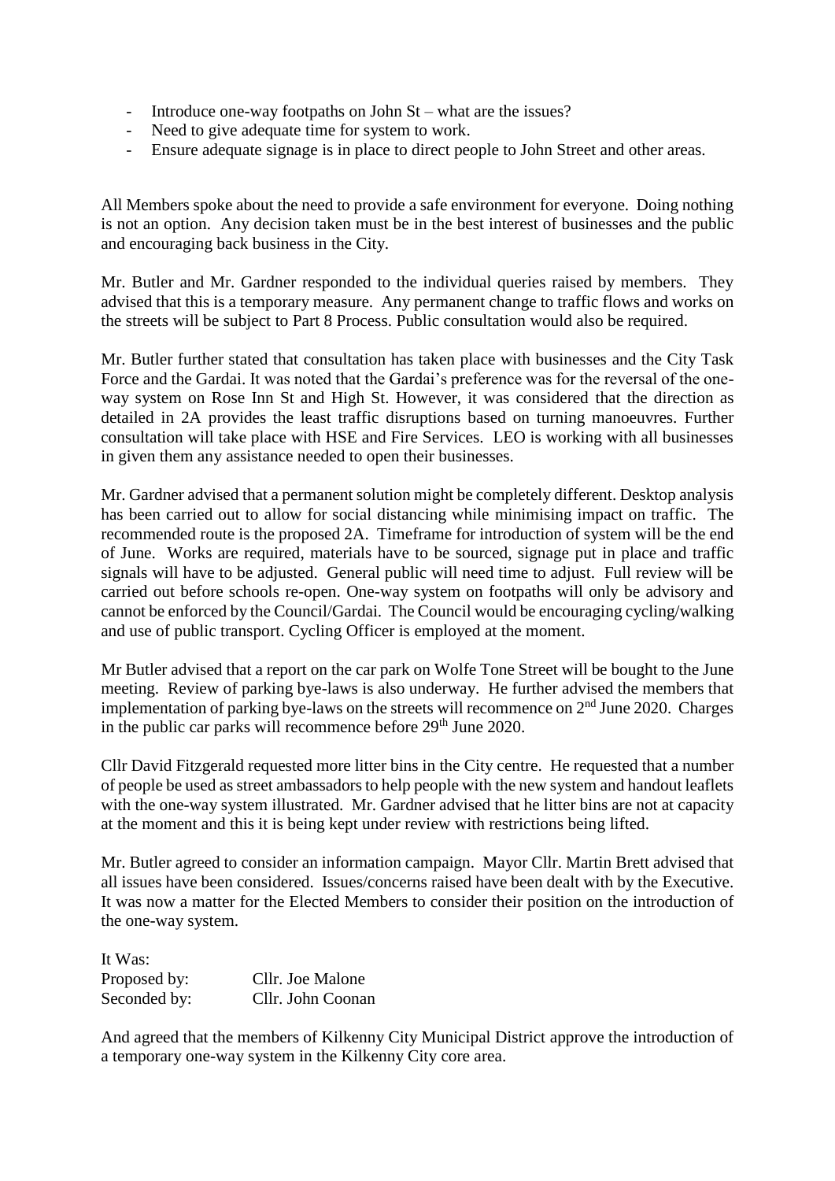- Introduce one-way footpaths on John St – what are the issues?
- Need to give adequate time for system to work.
- Ensure adequate signage is in place to direct people to John Street and other areas.

All Members spoke about the need to provide a safe environment for everyone. Doing nothing is not an option. Any decision taken must be in the best interest of businesses and the public and encouraging back business in the City.

Mr. Butler and Mr. Gardner responded to the individual queries raised by members. They advised that this is a temporary measure. Any permanent change to traffic flows and works on the streets will be subject to Part 8 Process. Public consultation would also be required.

Mr. Butler further stated that consultation has taken place with businesses and the City Task Force and the Gardai. It was noted that the Gardai's preference was for the reversal of the one-way system on Rose Inn St and High St. However, it was considered that the direction as detailed in 2A provides the least traffic disruptions based on turning manoeuvres. Further consultation will take place with HSE and Fire Services. LEO is working with all businesses in given them any assistance needed to open their businesses.

Mr. Gardner advised that a permanent solution might be completely different. Desktop analysis has been carried out to allow for social distancing while minimising impact on traffic. The recommended route is the proposed 2A. Timeframe for introduction of system will be the end of June. Works are required, materials have to be sourced, signage put in place and traffic signals will have to be adjusted. General public will need time to adjust. Full review will be carried out before schools re-open. One-way system on footpaths will only be advisory and cannot be enforced by the Council/Gardai. The Council would be encouraging cycling/walking and use of public transport. Cycling Officer is employed at the moment.

Mr Butler advised that a report on the car park on Wolfe Tone Street will be bought to the June meeting. Review of parking bye-laws is also underway. He further advised the members that implementation of parking bye-laws on the streets will recommence on 2nd June 2020. Charges in the public car parks will recommence before 29th June 2020.

Cllr David Fitzgerald requested more litter bins in the City centre. He requested that a number of people be used as street ambassadors to help people with the new system and handout leaflets with the one-way system illustrated. Mr. Gardner advised that he litter bins are not at capacity at the moment and this it is being kept under review with restrictions being lifted.

Mr. Butler agreed to consider an information campaign. Mayor Cllr. Martin Brett advised that all issues have been considered. Issues/concerns raised have been dealt with by the Executive. It was now a matter for the Elected Members to consider their position on the introduction of the one-way system.

It Was:
Proposed by: Cllr. Joe Malone
Seconded by: Cllr. John Coonan

And agreed that the members of Kilkenny City Municipal District approve the introduction of a temporary one-way system in the Kilkenny City core area.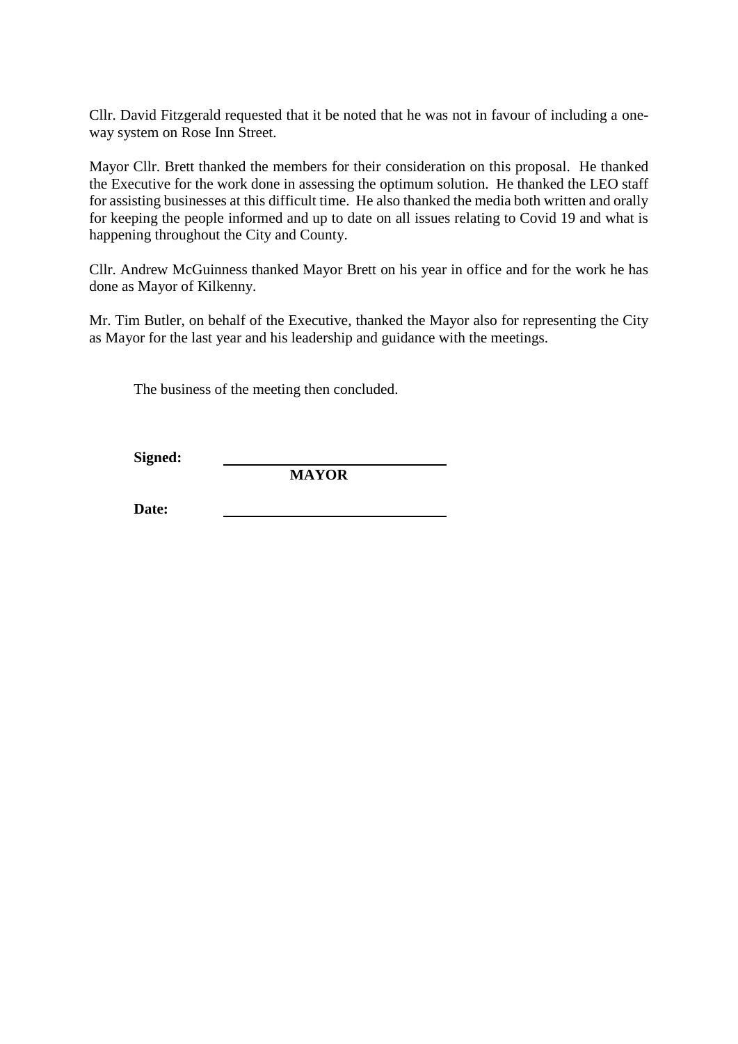Cllr. David Fitzgerald requested that it be noted that he was not in favour of including a one-way system on Rose Inn Street.

Mayor Cllr. Brett thanked the members for their consideration on this proposal. He thanked the Executive for the work done in assessing the optimum solution. He thanked the LEO staff for assisting businesses at this difficult time. He also thanked the media both written and orally for keeping the people informed and up to date on all issues relating to Covid 19 and what is happening throughout the City and County.

Cllr. Andrew McGuinness thanked Mayor Brett on his year in office and for the work he has done as Mayor of Kilkenny.

Mr. Tim Butler, on behalf of the Executive, thanked the Mayor also for representing the City as Mayor for the last year and his leadership and guidance with the meetings.

The business of the meeting then concluded.

**Signed:** \_\_\_\_\_\_\_\_\_\_\_\_\_\_\_\_\_\_\_\_\_\_\_\_\_\_\_\_\_\_

**MAYOR**

**Date:** \_\_\_\_\_\_\_\_\_\_\_\_\_\_\_\_\_\_\_\_\_\_\_\_\_\_\_\_\_\_